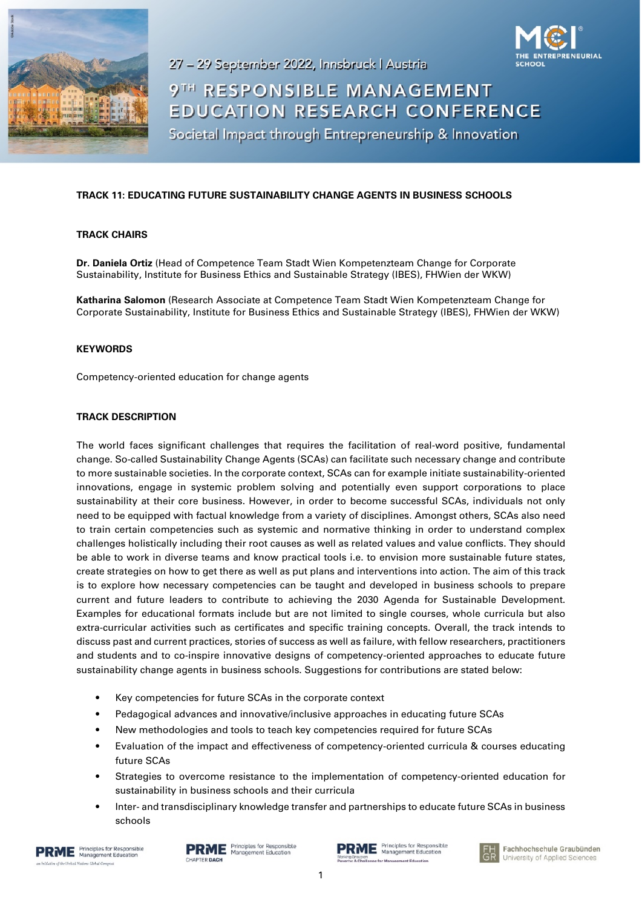27 – 29 September 2022, Innsbruck | Austria

# 9TH RESPONSIBLE MANAGEMENT EDUCATION RESEARCH CONFERENCE

Societal Impact through Entrepreneurship & Innovation

## TRACK 11: EDUCATING FUTURE SUSTAINABILITY CHANGE AGENTS IN BUSINESS SCHOOLS

### TRACK CHAIRS

**Dr. Daniela Ortiz** (Head of Competence Team Stadt Wien Kompetenzteam Change for Corporate Sustainability, Institute for Business Ethics and Sustainable Strategy (IBES), FHWien der WKW)

**Katharina Salomon** (Research Associate at Competence Team Stadt Wien Kompetenzteam Change for Corporate Sustainability, Institute for Business Ethics and Sustainable Strategy (IBES), FHWien der WKW)

### KEYWORDS

Competency-oriented education for change agents

### TRACK DESCRIPTION

The world faces significant challenges that requires the facilitation of real-word positive, fundamental change. So-called Sustainability Change Agents (SCAs) can facilitate such necessary change and contribute to more sustainable societies. In the corporate context, SCAs can for example initiate sustainability-oriented innovations, engage in systemic problem solving and potentially even support corporations to place sustainability at their core business. However, in order to become successful SCAs, individuals not only need to be equipped with factual knowledge from a variety of disciplines. Amongst others, SCAs also need to train certain competencies such as systemic and normative thinking in order to understand complex challenges holistically including their root causes as well as related values and value conflicts. They should be able to work in diverse teams and know practical tools i.e. to envision more sustainable future states, create strategies on how to get there as well as put plans and interventions into action. The aim of this track is to explore how necessary competencies can be taught and developed in business schools to prepare current and future leaders to contribute to achieving the 2030 Agenda for Sustainable Development. Examples for educational formats include but are not limited to single courses, whole curricula but also extra-curricular activities such as certificates and specific training concepts. Overall, the track intends to discuss past and current practices, stories of success as well as failure, with fellow researchers, practitioners and students and to co-inspire innovative designs of competency-oriented approaches to educate future sustainability change agents in business schools. Suggestions for contributions are stated below:

- Key competencies for future SCAs in the corporate context
- Pedagogical advances and innovative/inclusive approaches in educating future SCAs
- New methodologies and tools to teach key competencies required for future SCAs
- Evaluation of the impact and effectiveness of competency-oriented curricula & courses educating future SCAs
- Strategies to overcome resistance to the implementation of competency-oriented education for sustainability in business schools and their curricula
- Inter- and transdisciplinary knowledge transfer and partnerships to educate future SCAs in business schools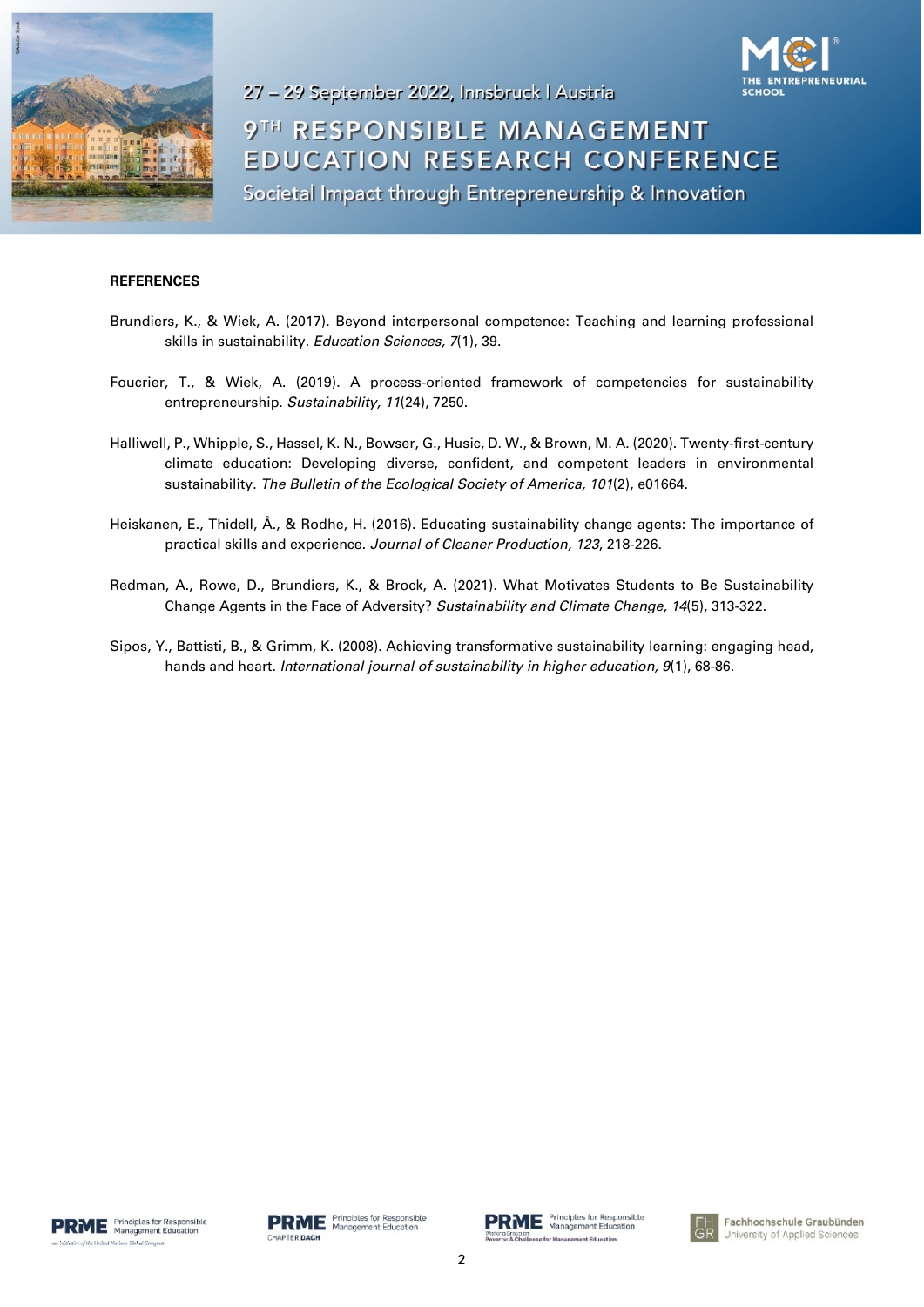**REFERENCES**

Brundiers, K., & Wiek, A. (2017). Beyond interpersonal competence: Teaching and learning professional skills in sustainability. *Education Sciences, 7*(1), 39.

Foucrier, T., & Wiek, A. (2019). A process-oriented framework of competencies for sustainability entrepreneurship. *Sustainability, 11*(24), 7250.

Halliwell, P., Whipple, S., Hassel, K. N., Bowser, G., Husic, D. W., & Brown, M. A. (2020). Twenty-first-century climate education: Developing diverse, confident, and competent leaders in environmental sustainability. *The Bulletin of the Ecological Society of America, 101*(2), e01664.

Heiskanen, E., Thidell, Å., & Rodhe, H. (2016). Educating sustainability change agents: The importance of practical skills and experience. *Journal of Cleaner Production, 123*, 218-226.

Redman, A., Rowe, D., Brundiers, K., & Brock, A. (2021). What Motivates Students to Be Sustainability Change Agents in the Face of Adversity? *Sustainability and Climate Change, 14*(5), 313-322.

Sipos, Y., Battisti, B., & Grimm, K. (2008). Achieving transformative sustainability learning: engaging head, hands and heart. *International journal of sustainability in higher education, 9*(1), 68-86.